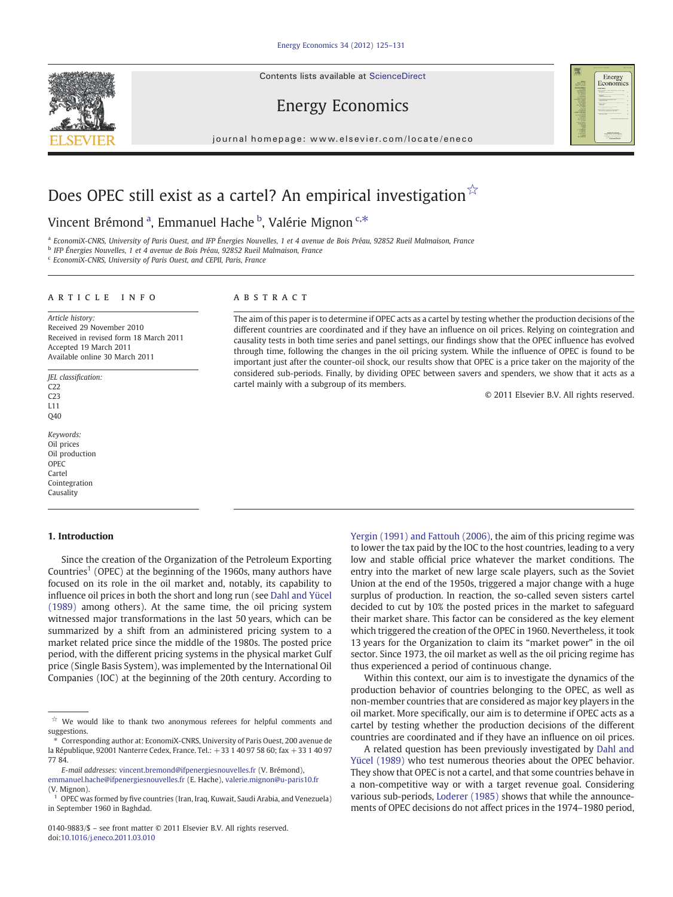# Does OPEC still exist as a cartel? An empirical investigation [☆]

Vincent Brémond [a], Emmanuel Hache [b], Valérie Mignon [c,*]

[a] EconomiX-CNRS, University of Paris Ouest, and IFP Énergies Nouvelles, 1 et 4 avenue de Bois Préau, 92852 Rueil Malmaison, France

[b] IFP Énergies Nouvelles, 1 et 4 avenue de Bois Préau, 92852 Rueil Malmaison, France

[c] EconomiX-CNRS, University of Paris Ouest, and CEPII, Paris, France

## ARTICLE INFO

*Article history:*
Received 29 November 2010
Received in revised form 18 March 2011
Accepted 19 March 2011
Available online 30 March 2011

*JEL classification:*
C22
C23
L11
Q40

*Keywords:*
Oil prices
Oil production
OPEC
Cartel
Cointegration
Causality

## ABSTRACT

The aim of this paper is to determine if OPEC acts as a cartel by testing whether the production decisions of the different countries are coordinated and if they have an influence on oil prices. Relying on cointegration and causality tests in both time series and panel settings, our findings show that the OPEC influence has evolved through time, following the changes in the oil pricing system. While the influence of OPEC is found to be important just after the counter-oil shock, our results show that OPEC is a price taker on the majority of the considered sub-periods. Finally, by dividing OPEC between savers and spenders, we show that it acts as a cartel mainly with a subgroup of its members.

© 2011 Elsevier B.V. All rights reserved.

## 1. Introduction

Since the creation of the Organization of the Petroleum Exporting Countries[1] (OPEC) at the beginning of the 1960s, many authors have focused on its role in the oil market and, notably, its capability to influence oil prices in both the short and long run (see Dahl and Yücel (1989) among others). At the same time, the oil pricing system witnessed major transformations in the last 50 years, which can be summarized by a shift from an administered pricing system to a market related price since the middle of the 1980s. The posted price period, with the different pricing systems in the physical market Gulf price (Single Basis System), was implemented by the International Oil Companies (IOC) at the beginning of the 20th century. According to Yergin (1991) and Fattouh (2006), the aim of this pricing regime was to lower the tax paid by the IOC to the host countries, leading to a very low and stable official price whatever the market conditions. The entry into the market of new large scale players, such as the Soviet Union at the end of the 1950s, triggered a major change with a huge surplus of production. In reaction, the so-called seven sisters cartel decided to cut by 10% the posted prices in the market to safeguard their market share. This factor can be considered as the key element which triggered the creation of the OPEC in 1960. Nevertheless, it took 13 years for the Organization to claim its "market power" in the oil sector. Since 1973, the oil market as well as the oil pricing regime has thus experienced a period of continuous change.

Within this context, our aim is to investigate the dynamics of the production behavior of countries belonging to the OPEC, as well as non-member countries that are considered as major key players in the oil market. More specifically, our aim is to determine if OPEC acts as a cartel by testing whether the production decisions of the different countries are coordinated and if they have an influence on oil prices.

A related question has been previously investigated by Dahl and Yücel (1989) who test numerous theories about the OPEC behavior. They show that OPEC is not a cartel, and that some countries behave in a non-competitive way or with a target revenue goal. Considering various sub-periods, Loderer (1985) shows that while the announcements of OPEC decisions do not affect prices in the 1974–1980 period,

---

[☆] We would like to thank two anonymous referees for helpful comments and suggestions.

* Corresponding author at: EconomiX-CNRS, University of Paris Ouest, 200 avenue de la République, 92001 Nanterre Cedex, France. Tel.: +33 1 40 97 58 60; fax +33 1 40 97 77 84.

*E-mail addresses:* vincent.bremond@ifpenergiesnouvelles.fr (V. Brémond), emmanuel.hache@ifpenergiesnouvelles.fr (E. Hache), valerie.mignon@u-paris10.fr (V. Mignon).

[1] OPEC was formed by five countries (Iran, Iraq, Kuwait, Saudi Arabia, and Venezuela) in September 1960 in Baghdad.

0140-9883/$ – see front matter © 2011 Elsevier B.V. All rights reserved.
doi:10.1016/j.eneco.2011.03.010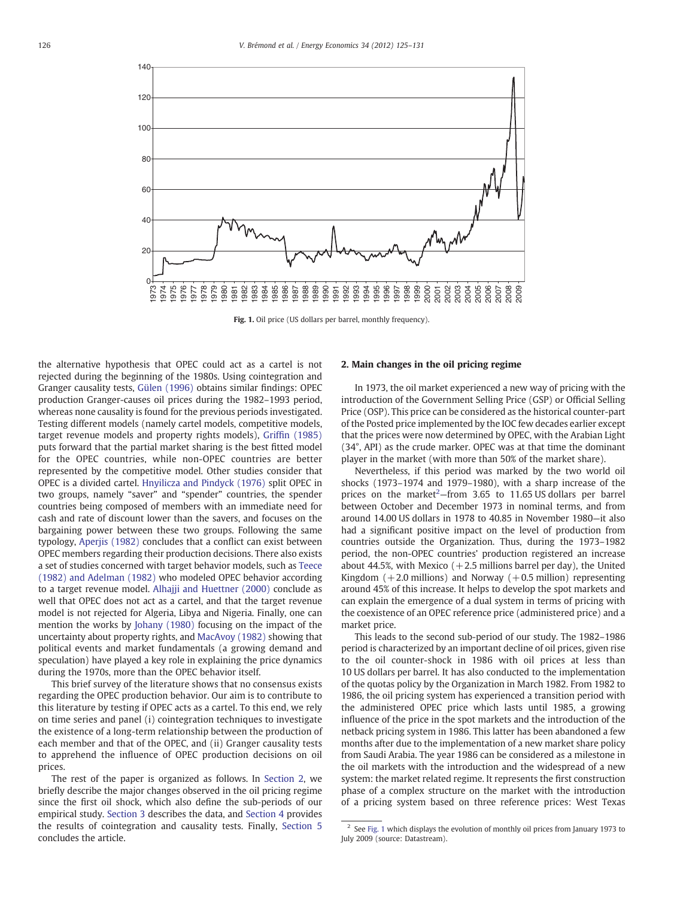Fig. 1. Oil price (US dollars per barrel, monthly frequency).

the alternative hypothesis that OPEC could act as a cartel is not rejected during the beginning of the 1980s. Using cointegration and Granger causality tests, Gülen (1996) obtains similar findings: OPEC production Granger-causes oil prices during the 1982–1993 period, whereas none causality is found for the previous periods investigated. Testing different models (namely cartel models, competitive models, target revenue models and property rights models), Griffin (1985) puts forward that the partial market sharing is the best fitted model for the OPEC countries, while non-OPEC countries are better represented by the competitive model. Other studies consider that OPEC is a divided cartel. Hnyilicza and Pindyck (1976) split OPEC in two groups, namely "saver" and "spender" countries, the spender countries being composed of members with an immediate need for cash and rate of discount lower than the savers, and focuses on the bargaining power between these two groups. Following the same typology, Aperjis (1982) concludes that a conflict can exist between OPEC members regarding their production decisions. There also exists a set of studies concerned with target behavior models, such as Teece (1982) and Adelman (1982) who modeled OPEC behavior according to a target revenue model. Alhajji and Huettner (2000) conclude as well that OPEC does not act as a cartel, and that the target revenue model is not rejected for Algeria, Libya and Nigeria. Finally, one can mention the works by Johany (1980) focusing on the impact of the uncertainty about property rights, and MacAvoy (1982) showing that political events and market fundamentals (a growing demand and speculation) have played a key role in explaining the price dynamics during the 1970s, more than the OPEC behavior itself.

This brief survey of the literature shows that no consensus exists regarding the OPEC production behavior. Our aim is to contribute to this literature by testing if OPEC acts as a cartel. To this end, we rely on time series and panel (i) cointegration techniques to investigate the existence of a long-term relationship between the production of each member and that of the OPEC, and (ii) Granger causality tests to apprehend the influence of OPEC production decisions on oil prices.

The rest of the paper is organized as follows. In Section 2, we briefly describe the major changes observed in the oil pricing regime since the first oil shock, which also define the sub-periods of our empirical study. Section 3 describes the data, and Section 4 provides the results of cointegration and causality tests. Finally, Section 5 concludes the article.

## 2. Main changes in the oil pricing regime

In 1973, the oil market experienced a new way of pricing with the introduction of the Government Selling Price (GSP) or Official Selling Price (OSP). This price can be considered as the historical counter-part of the Posted price implemented by the IOC few decades earlier except that the prices were now determined by OPEC, with the Arabian Light (34°, API) as the crude marker. OPEC was at that time the dominant player in the market (with more than 50% of the market share).

Nevertheless, if this period was marked by the two world oil shocks (1973–1974 and 1979–1980), with a sharp increase of the prices on the market[2]—from 3.65 to 11.65 US dollars per barrel between October and December 1973 in nominal terms, and from around 14.00 US dollars in 1978 to 40.85 in November 1980—it also had a significant positive impact on the level of production from countries outside the Organization. Thus, during the 1973–1982 period, the non-OPEC countries' production registered an increase about 44.5%, with Mexico (+2.5 millions barrel per day), the United Kingdom (+2.0 millions) and Norway (+0.5 million) representing around 45% of this increase. It helps to develop the spot markets and can explain the emergence of a dual system in terms of pricing with the coexistence of an OPEC reference price (administered price) and a market price.

This leads to the second sub-period of our study. The 1982–1986 period is characterized by an important decline of oil prices, given rise to the oil counter-shock in 1986 with oil prices at less than 10 US dollars per barrel. It has also conducted to the implementation of the quotas policy by the Organization in March 1982. From 1982 to 1986, the oil pricing system has experienced a transition period with the administered OPEC price which lasts until 1985, a growing influence of the price in the spot markets and the introduction of the netback pricing system in 1986. This latter has been abandoned a few months after due to the implementation of a new market share policy from Saudi Arabia. The year 1986 can be considered as a milestone in the oil markets with the introduction and the widespread of a new system: the market related regime. It represents the first construction phase of a complex structure on the market with the introduction of a pricing system based on three reference prices: West Texas

[2] See Fig. 1 which displays the evolution of monthly oil prices from January 1973 to July 2009 (source: Datastream).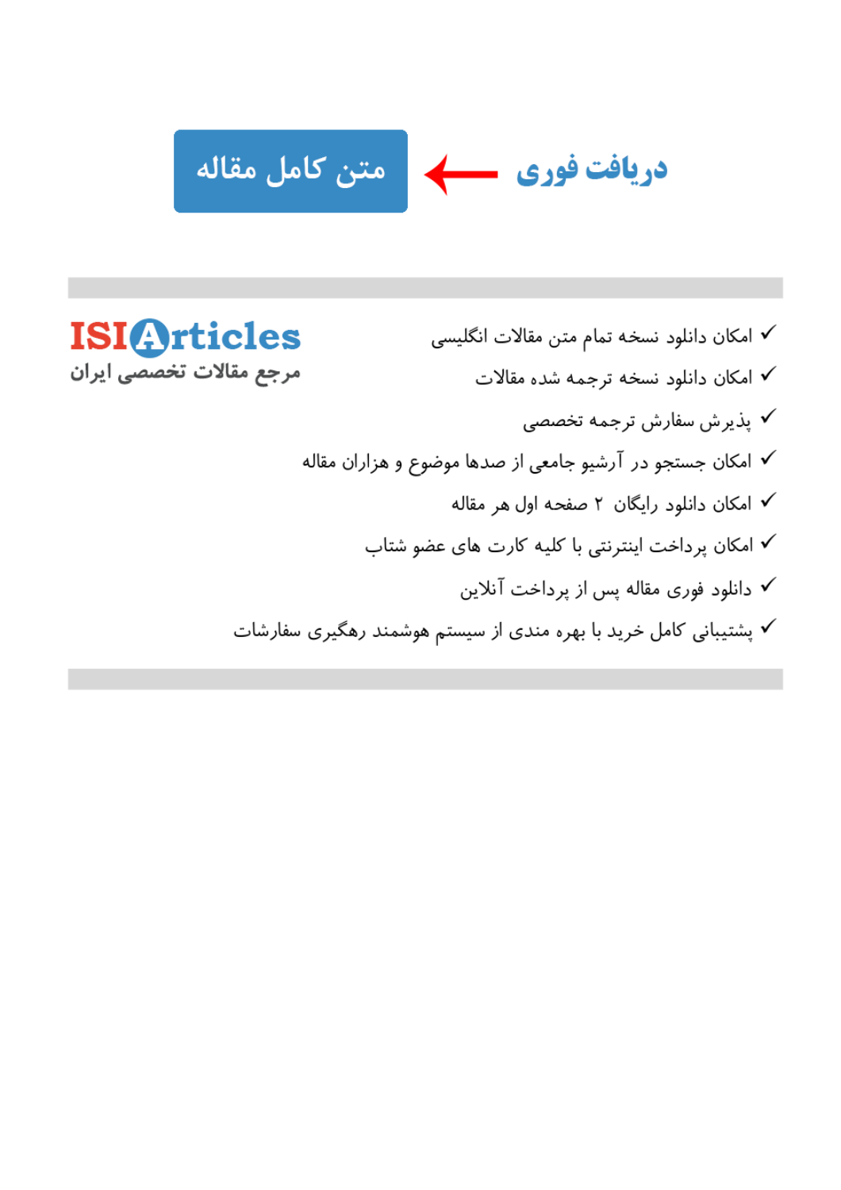دریافت فوری ← متن کامل مقاله

ISIArticles
مرجع مقالات تخصصی ایران

- ✓ امکان دانلود نسخه تمام متن مقالات انگلیسی
- ✓ امکان دانلود نسخه ترجمه شده مقالات
- ✓ پذیرش سفارش ترجمه تخصصی
- ✓ امکان جستجو در آرشیو جامعی از صدها موضوع و هزاران مقاله
- ✓ امکان دانلود رایگان ۲ صفحه اول هر مقاله
- ✓ امکان پرداخت اینترنتی با کلیه کارت های عضو شتاب
- ✓ دانلود فوری مقاله پس از پرداخت آنلاین
- ✓ پشتیبانی کامل خرید با بهره مندی از سیستم هوشمند رهگیری سفارشات